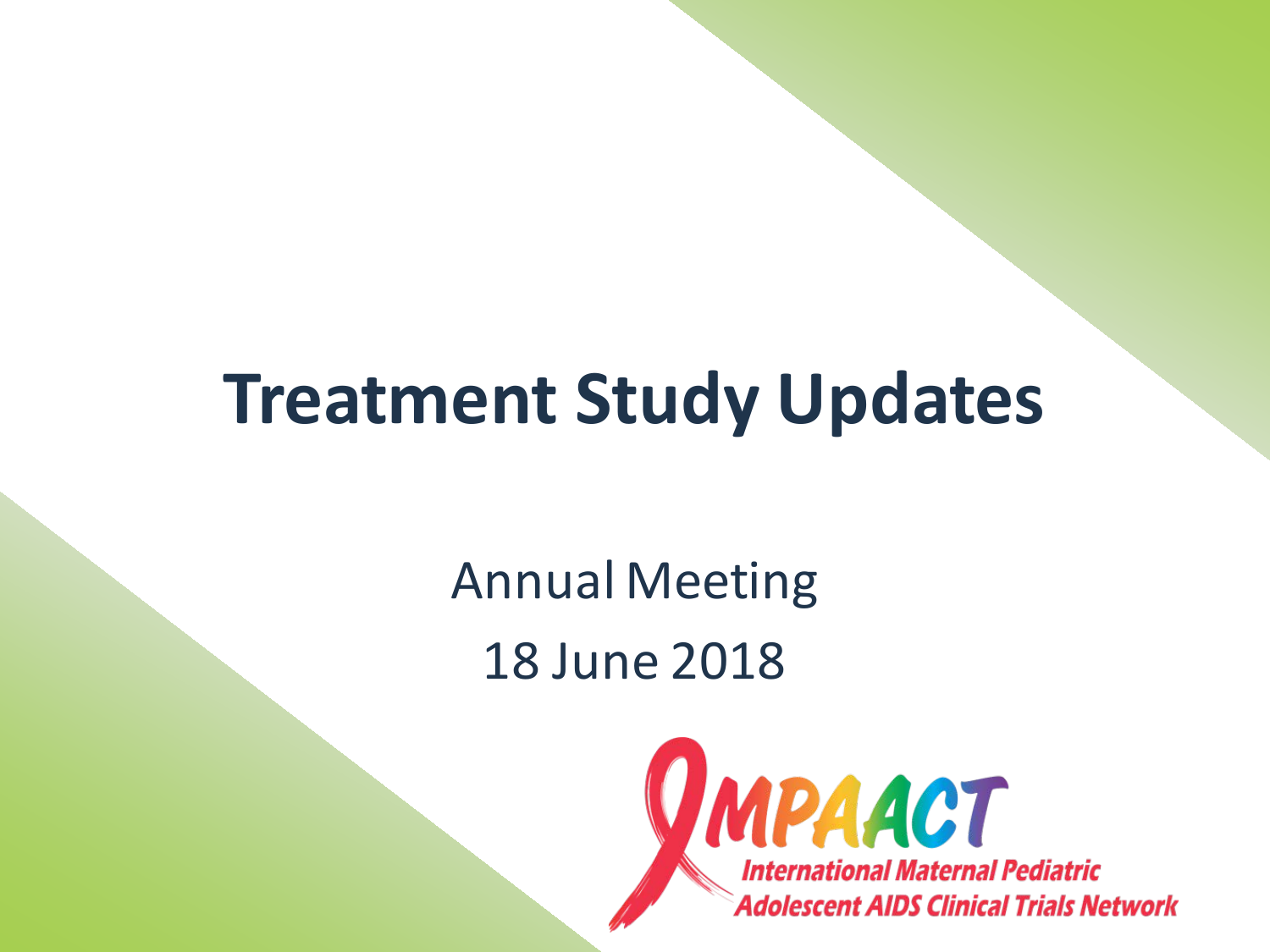# Treatment Study Updates

Annual Meeting

18 June 2018

IMPAACT

International Maternal Pediatric Adolescent AIDS Clinical Trials Network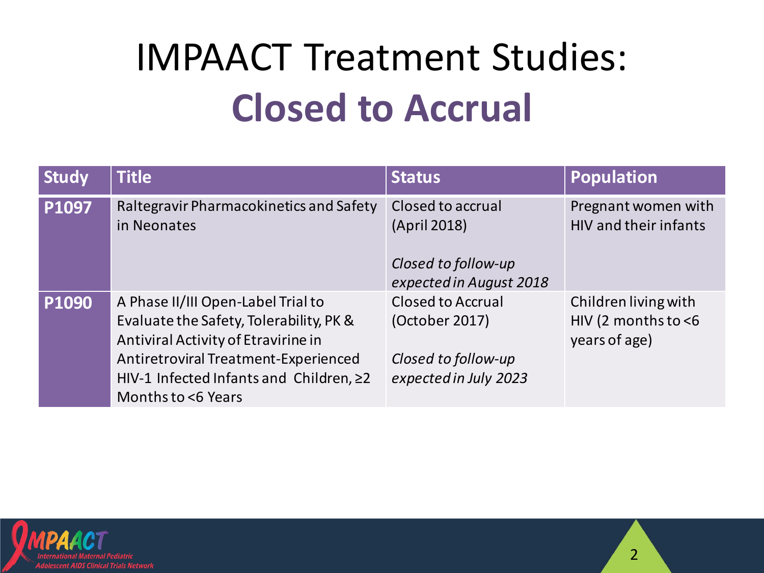# IMPAACT Treatment Studies: **Closed to Accrual**

| Study | Title | Status | Population |
|---|---|---|---|
| **P1097** | Raltegravir Pharmacokinetics and Safety in Neonates | Closed to accrual (April 2018)<br><br>*Closed to follow-up expected in August 2018* | Pregnant women with HIV and their infants |
| **P1090** | A Phase II/III Open-Label Trial to Evaluate the Safety, Tolerability, PK & Antiviral Activity of Etravirine in Antiretroviral Treatment-Experienced HIV-1 Infected Infants and Children, ≥2 Months to <6 Years | Closed to Accrual (October 2017)<br><br>*Closed to follow-up expected in July 2023* | Children living with HIV (2 months to <6 years of age) |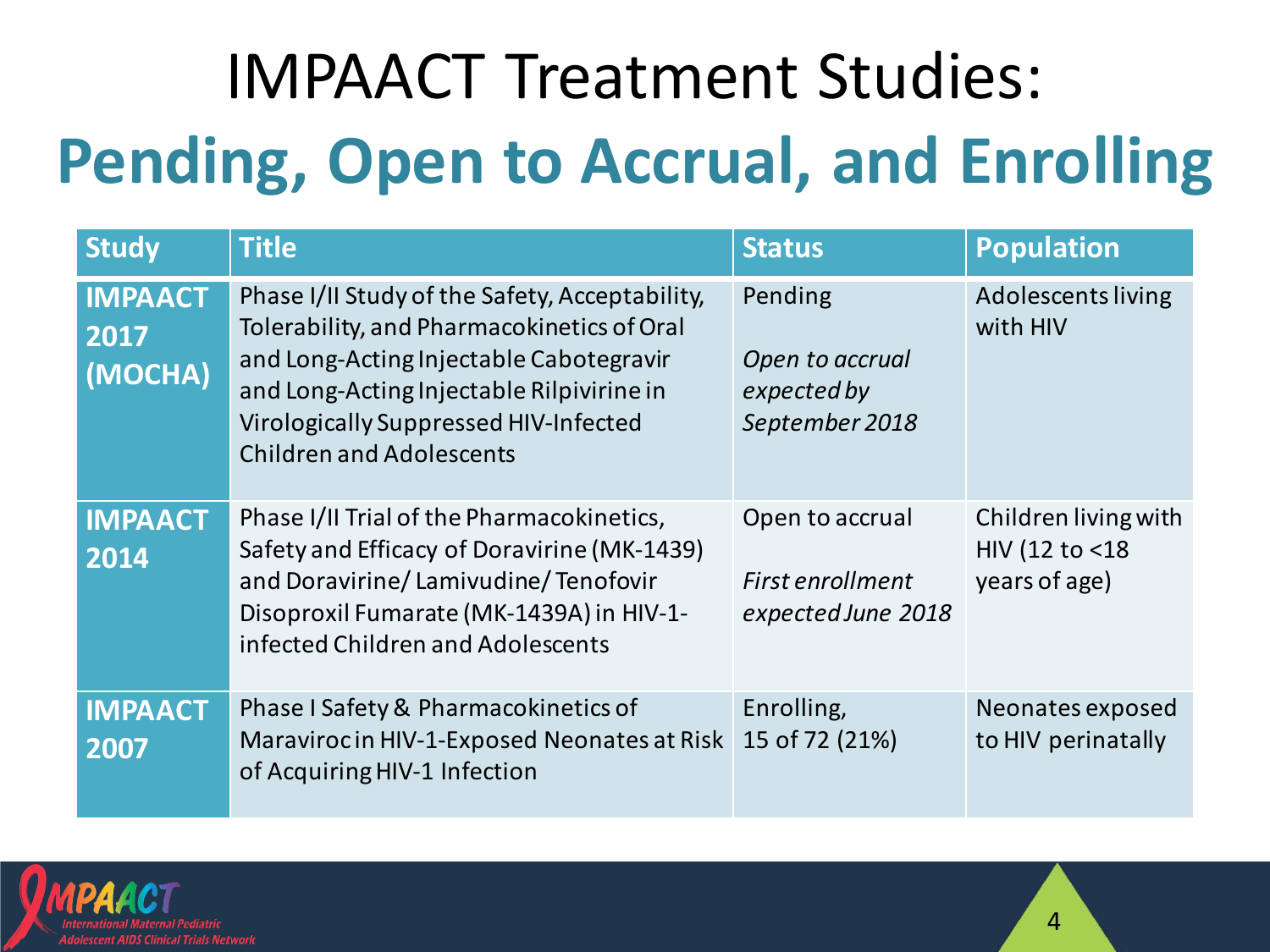# IMPAACT Treatment Studies:

## Pending, Open to Accrual, and Enrolling

| Study | Title | Status | Population |
|---|---|---|---|
| **IMPAACT 2017 (MOCHA)** | Phase I/II Study of the Safety, Acceptability, Tolerability, and Pharmacokinetics of Oral and Long-Acting Injectable Cabotegravir and Long-Acting Injectable Rilpivirine in Virologically Suppressed HIV-Infected Children and Adolescents | Pending<br>*Open to accrual expected by September 2018* | Adolescents living with HIV |
| **IMPAACT 2014** | Phase I/II Trial of the Pharmacokinetics, Safety and Efficacy of Doravirine (MK-1439) and Doravirine/ Lamivudine/ Tenofovir Disoproxil Fumarate (MK-1439A) in HIV-1-infected Children and Adolescents | Open to accrual<br>*First enrollment expected June 2018* | Children living with HIV (12 to <18 years of age) |
| **IMPAACT 2007** | Phase I Safety & Pharmacokinetics of Maraviroc in HIV-1-Exposed Neonates at Risk of Acquiring HIV-1 Infection | Enrolling, 15 of 72 (21%) | Neonates exposed to HIV perinatally |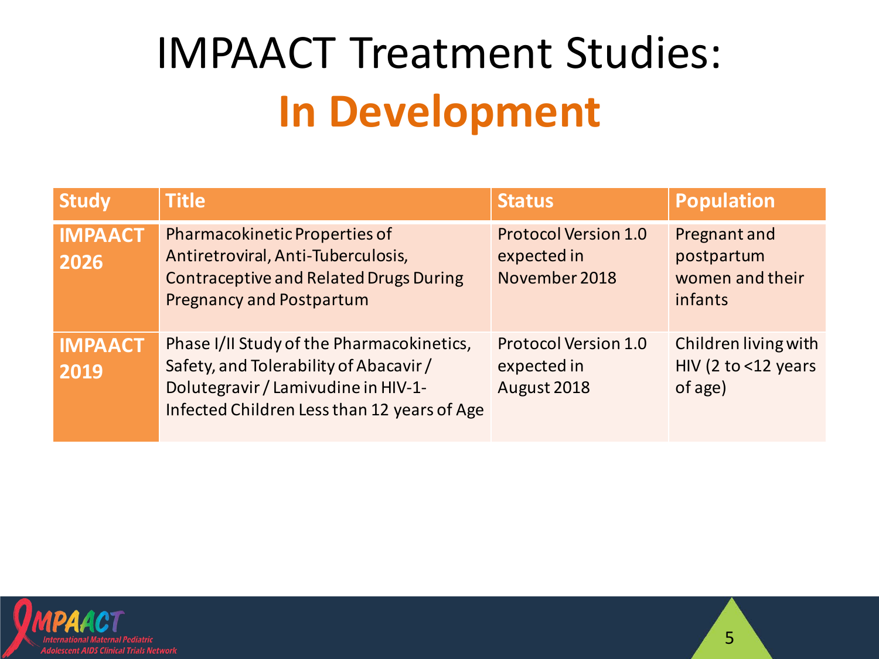# IMPAACT Treatment Studies: **In Development**

| Study | Title | Status | Population |
| --- | --- | --- | --- |
| **IMPAACT 2026** | Pharmacokinetic Properties of Antiretroviral, Anti-Tuberculosis, Contraceptive and Related Drugs During Pregnancy and Postpartum | Protocol Version 1.0 expected in November 2018 | Pregnant and postpartum women and their infants |
| **IMPAACT 2019** | Phase I/II Study of the Pharmacokinetics, Safety, and Tolerability of Abacavir / Dolutegravir / Lamivudine in HIV-1-Infected Children Less than 12 years of Age | Protocol Version 1.0 expected in August 2018 | Children living with HIV (2 to <12 years of age) |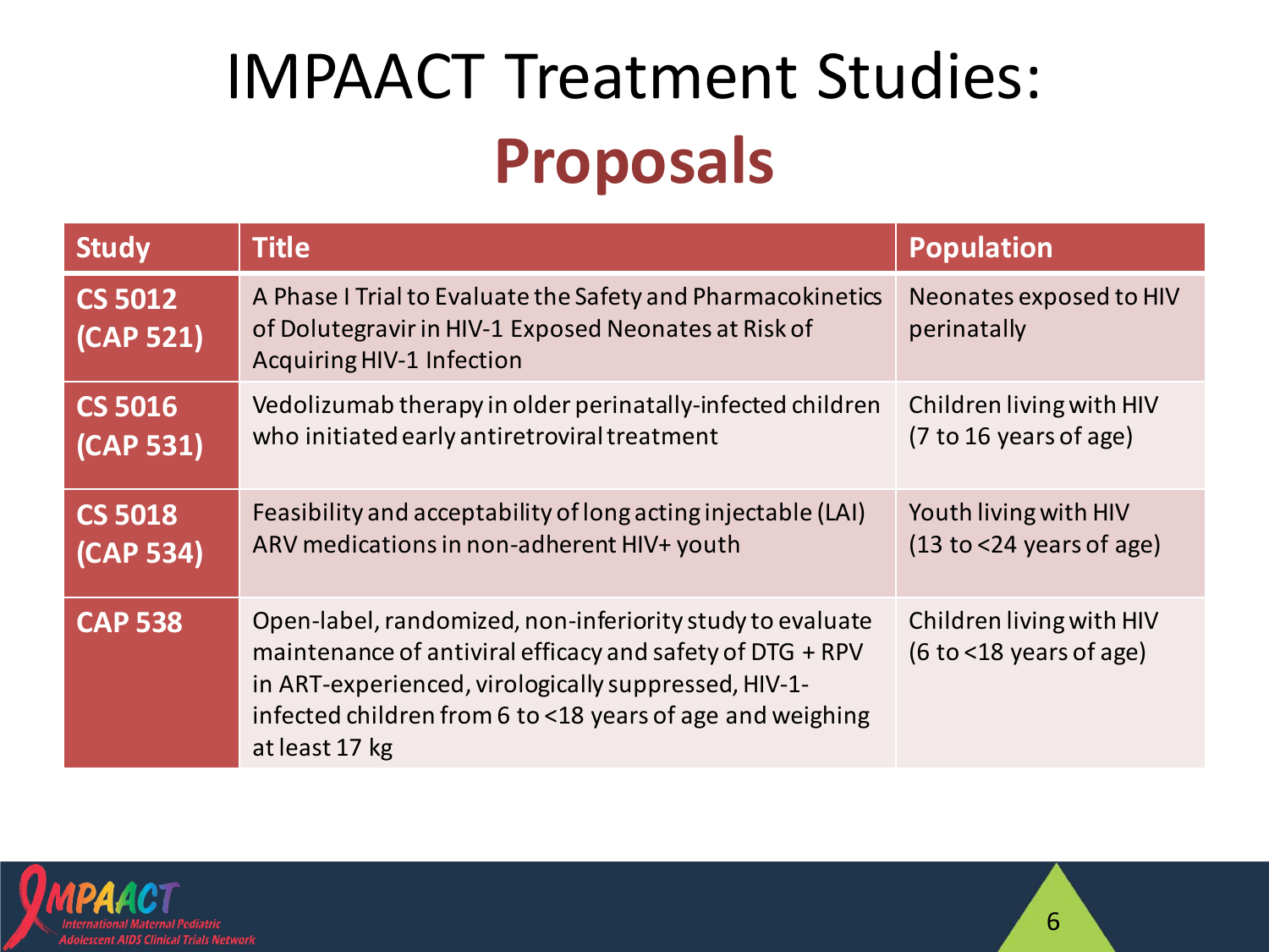# IMPAACT Treatment Studies: **Proposals**

| Study | Title | Population |
|---|---|---|
| **CS 5012 (CAP 521)** | A Phase I Trial to Evaluate the Safety and Pharmacokinetics of Dolutegravir in HIV-1 Exposed Neonates at Risk of Acquiring HIV-1 Infection | Neonates exposed to HIV perinatally |
| **CS 5016 (CAP 531)** | Vedolizumab therapy in older perinatally-infected children who initiated early antiretroviral treatment | Children living with HIV (7 to 16 years of age) |
| **CS 5018 (CAP 534)** | Feasibility and acceptability of long acting injectable (LAI) ARV medications in non-adherent HIV+ youth | Youth living with HIV (13 to <24 years of age) |
| **CAP 538** | Open-label, randomized, non-inferiority study to evaluate maintenance of antiviral efficacy and safety of DTG + RPV in ART-experienced, virologically suppressed, HIV-1-infected children from 6 to <18 years of age and weighing at least 17 kg | Children living with HIV (6 to <18 years of age) |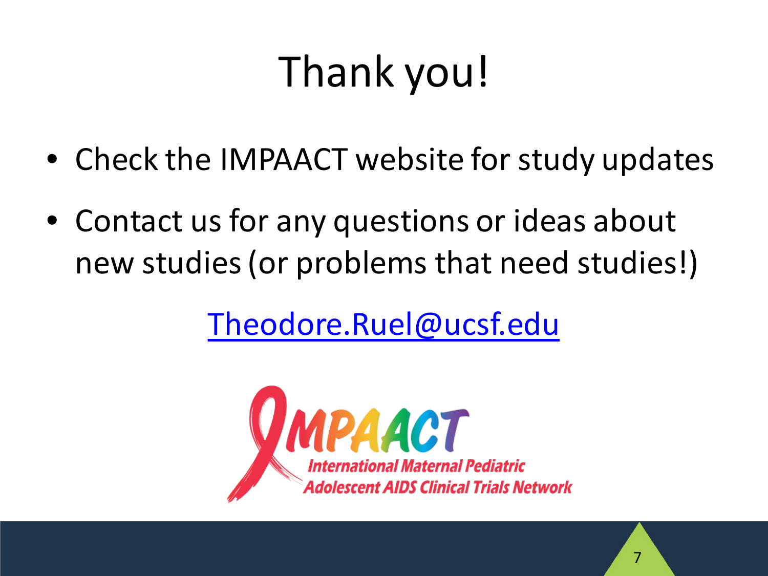# Thank you!

- Check the IMPAACT website for study updates
- Contact us for any questions or ideas about new studies (or problems that need studies!)

Theodore.Ruel@ucsf.edu

IMPAACT
International Maternal Pediatric Adolescent AIDS Clinical Trials Network